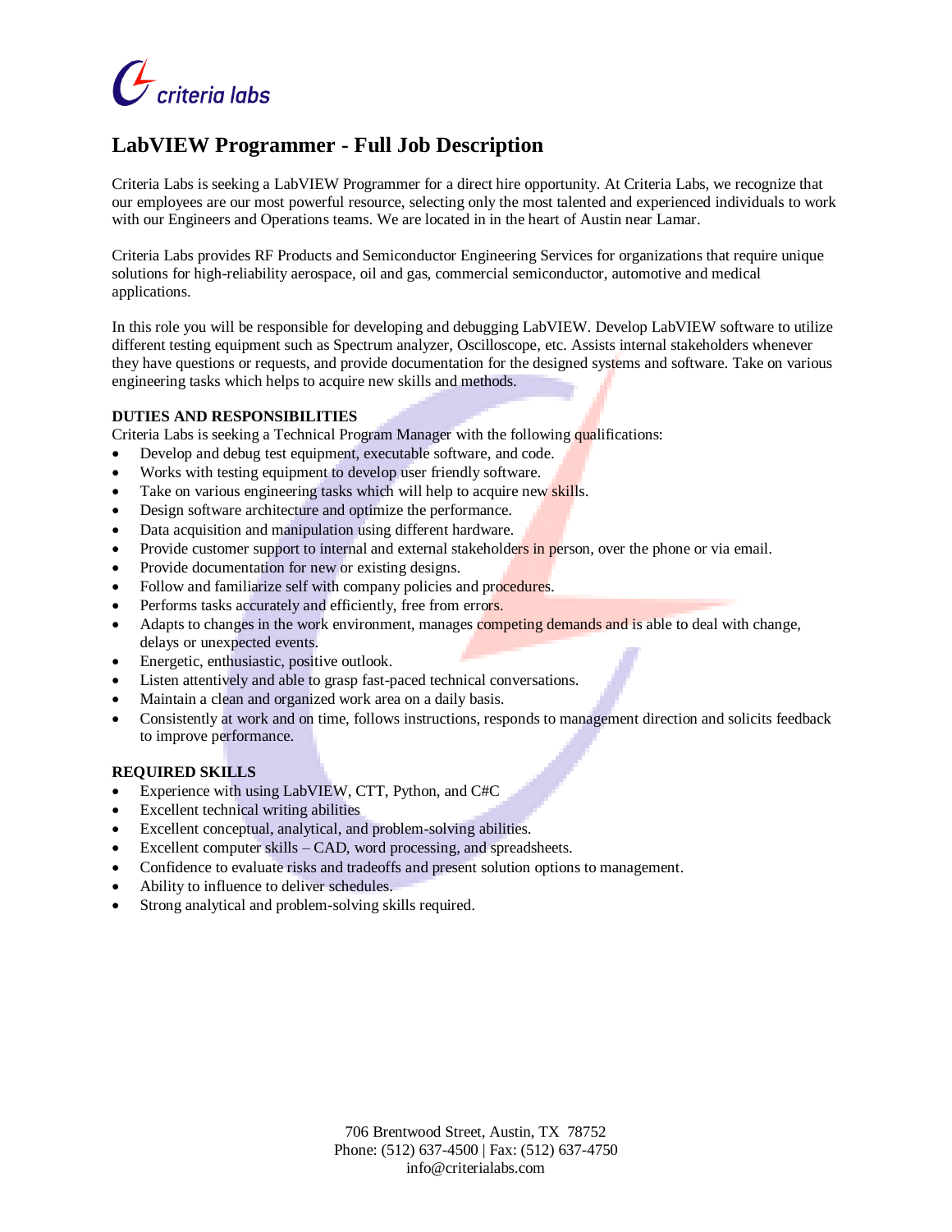criteria labs

# LabVIEW Programmer - Full Job Description

Criteria Labs is seeking a LabVIEW Programmer for a direct hire opportunity. At Criteria Labs, we recognize that our employees are our most powerful resource, selecting only the most talented and experienced individuals to work with our Engineers and Operations teams. We are located in in the heart of Austin near Lamar.

Criteria Labs provides RF Products and Semiconductor Engineering Services for organizations that require unique solutions for high-reliability aerospace, oil and gas, commercial semiconductor, automotive and medical applications.

In this role you will be responsible for developing and debugging LabVIEW. Develop LabVIEW software to utilize different testing equipment such as Spectrum analyzer, Oscilloscope, etc. Assists internal stakeholders whenever they have questions or requests, and provide documentation for the designed systems and software. Take on various engineering tasks which helps to acquire new skills and methods.

**DUTIES AND RESPONSIBILITIES**

Criteria Labs is seeking a Technical Program Manager with the following qualifications:

- Develop and debug test equipment, executable software, and code.
- Works with testing equipment to develop user friendly software.
- Take on various engineering tasks which will help to acquire new skills.
- Design software architecture and optimize the performance.
- Data acquisition and manipulation using different hardware.
- Provide customer support to internal and external stakeholders in person, over the phone or via email.
- Provide documentation for new or existing designs.
- Follow and familiarize self with company policies and procedures.
- Performs tasks accurately and efficiently, free from errors.
- Adapts to changes in the work environment, manages competing demands and is able to deal with change, delays or unexpected events.
- Energetic, enthusiastic, positive outlook.
- Listen attentively and able to grasp fast-paced technical conversations.
- Maintain a clean and organized work area on a daily basis.
- Consistently at work and on time, follows instructions, responds to management direction and solicits feedback to improve performance.

**REQUIRED SKILLS**

- Experience with using LabVIEW, CTT, Python, and C#C
- Excellent technical writing abilities
- Excellent conceptual, analytical, and problem-solving abilities.
- Excellent computer skills – CAD, word processing, and spreadsheets.
- Confidence to evaluate risks and tradeoffs and present solution options to management.
- Ability to influence to deliver schedules.
- Strong analytical and problem-solving skills required.

706 Brentwood Street, Austin, TX 78752
Phone: (512) 637-4500 | Fax: (512) 637-4750
info@criterialabs.com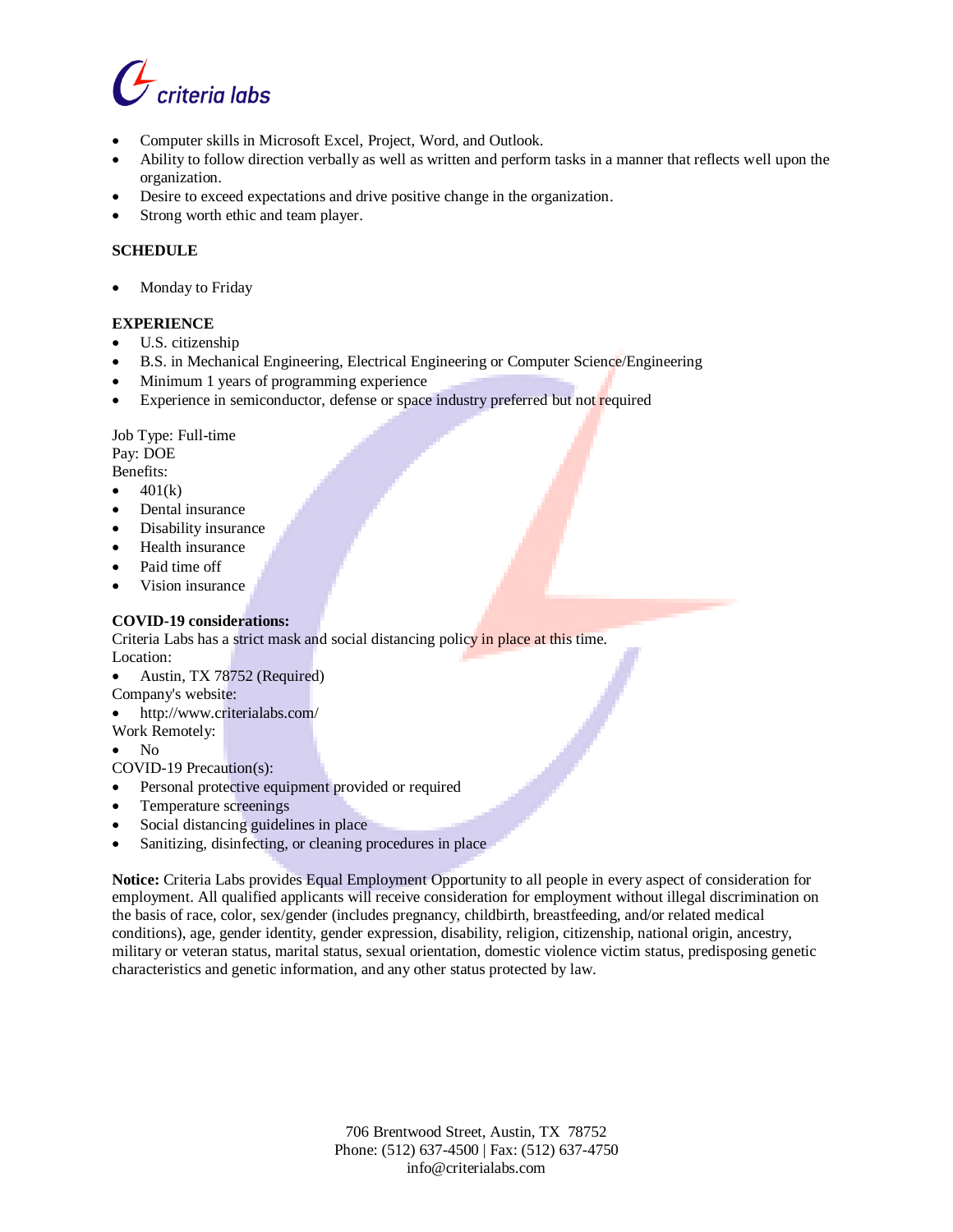- Computer skills in Microsoft Excel, Project, Word, and Outlook.
- Ability to follow direction verbally as well as written and perform tasks in a manner that reflects well upon the organization.
- Desire to exceed expectations and drive positive change in the organization.
- Strong worth ethic and team player.

**SCHEDULE**

- Monday to Friday

**EXPERIENCE**

- U.S. citizenship
- B.S. in Mechanical Engineering, Electrical Engineering or Computer Science/Engineering
- Minimum 1 years of programming experience
- Experience in semiconductor, defense or space industry preferred but not required

Job Type: Full-time
Pay: DOE
Benefits:

- 401(k)
- Dental insurance
- Disability insurance
- Health insurance
- Paid time off
- Vision insurance

**COVID-19 considerations:**
Criteria Labs has a strict mask and social distancing policy in place at this time.
Location:

- Austin, TX 78752 (Required)

Company's website:

- http://www.criterialabs.com/

Work Remotely:

- No

COVID-19 Precaution(s):

- Personal protective equipment provided or required
- Temperature screenings
- Social distancing guidelines in place
- Sanitizing, disinfecting, or cleaning procedures in place

**Notice:** Criteria Labs provides Equal Employment Opportunity to all people in every aspect of consideration for employment. All qualified applicants will receive consideration for employment without illegal discrimination on the basis of race, color, sex/gender (includes pregnancy, childbirth, breastfeeding, and/or related medical conditions), age, gender identity, gender expression, disability, religion, citizenship, national origin, ancestry, military or veteran status, marital status, sexual orientation, domestic violence victim status, predisposing genetic characteristics and genetic information, and any other status protected by law.